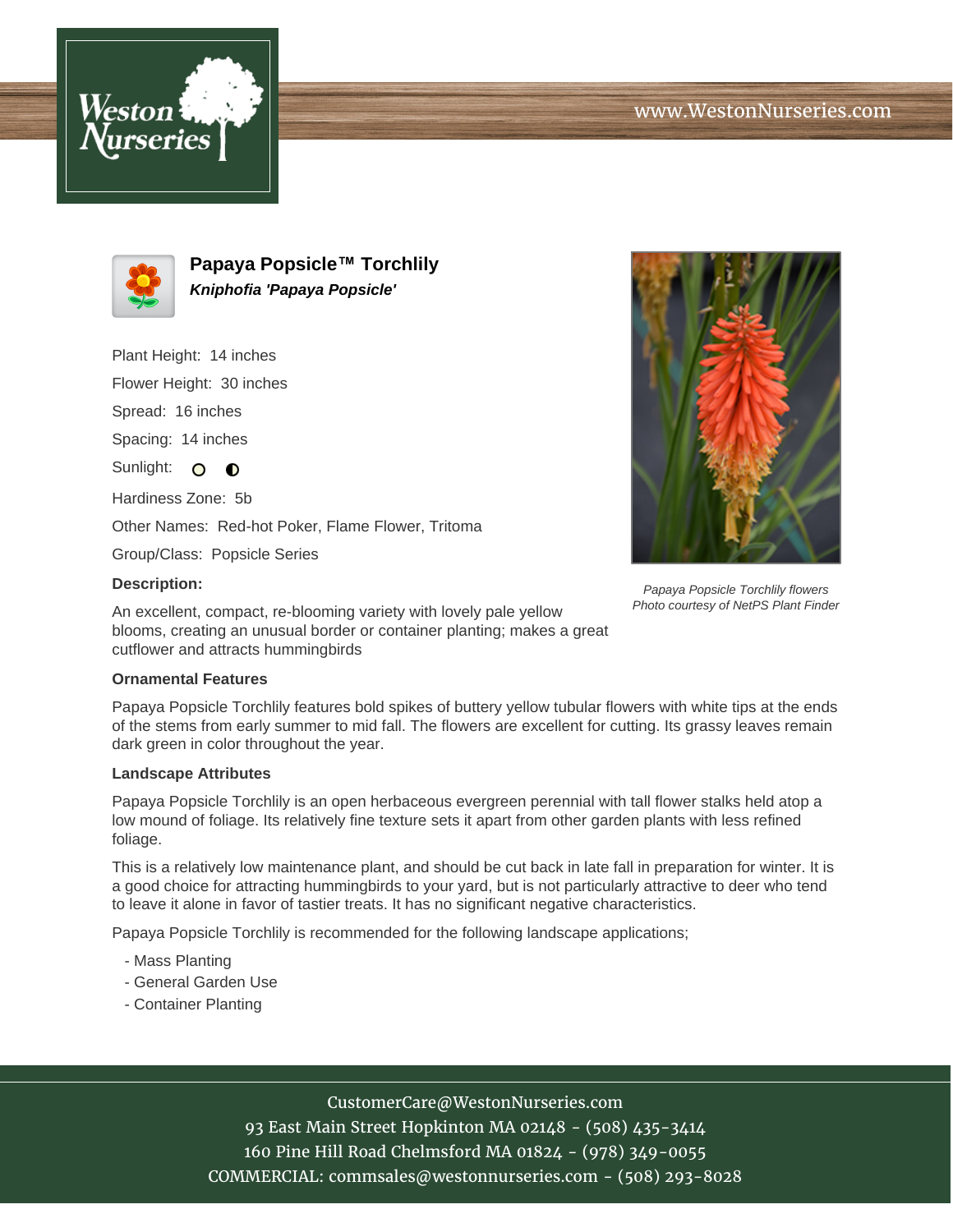# Papaya Popsicle™ Torchlily

***Kniphofia 'Papaya Popsicle'***

Plant Height: 14 inches

Flower Height: 30 inches

Spread: 16 inches

Spacing: 14 inches

Sunlight:

Hardiness Zone: 5b

Other Names: Red-hot Poker, Flame Flower, Tritoma

Group/Class: Popsicle Series

*Papaya Popsicle Torchlily flowers*
*Photo courtesy of NetPS Plant Finder*

**Description:**

An excellent, compact, re-blooming variety with lovely pale yellow blooms, creating an unusual border or container planting; makes a great cutflower and attracts hummingbirds

**Ornamental Features**

Papaya Popsicle Torchlily features bold spikes of buttery yellow tubular flowers with white tips at the ends of the stems from early summer to mid fall. The flowers are excellent for cutting. Its grassy leaves remain dark green in color throughout the year.

**Landscape Attributes**

Papaya Popsicle Torchlily is an open herbaceous evergreen perennial with tall flower stalks held atop a low mound of foliage. Its relatively fine texture sets it apart from other garden plants with less refined foliage.

This is a relatively low maintenance plant, and should be cut back in late fall in preparation for winter. It is a good choice for attracting hummingbirds to your yard, but is not particularly attractive to deer who tend to leave it alone in favor of tastier treats. It has no significant negative characteristics.

Papaya Popsicle Torchlily is recommended for the following landscape applications;

- Mass Planting
- General Garden Use
- Container Planting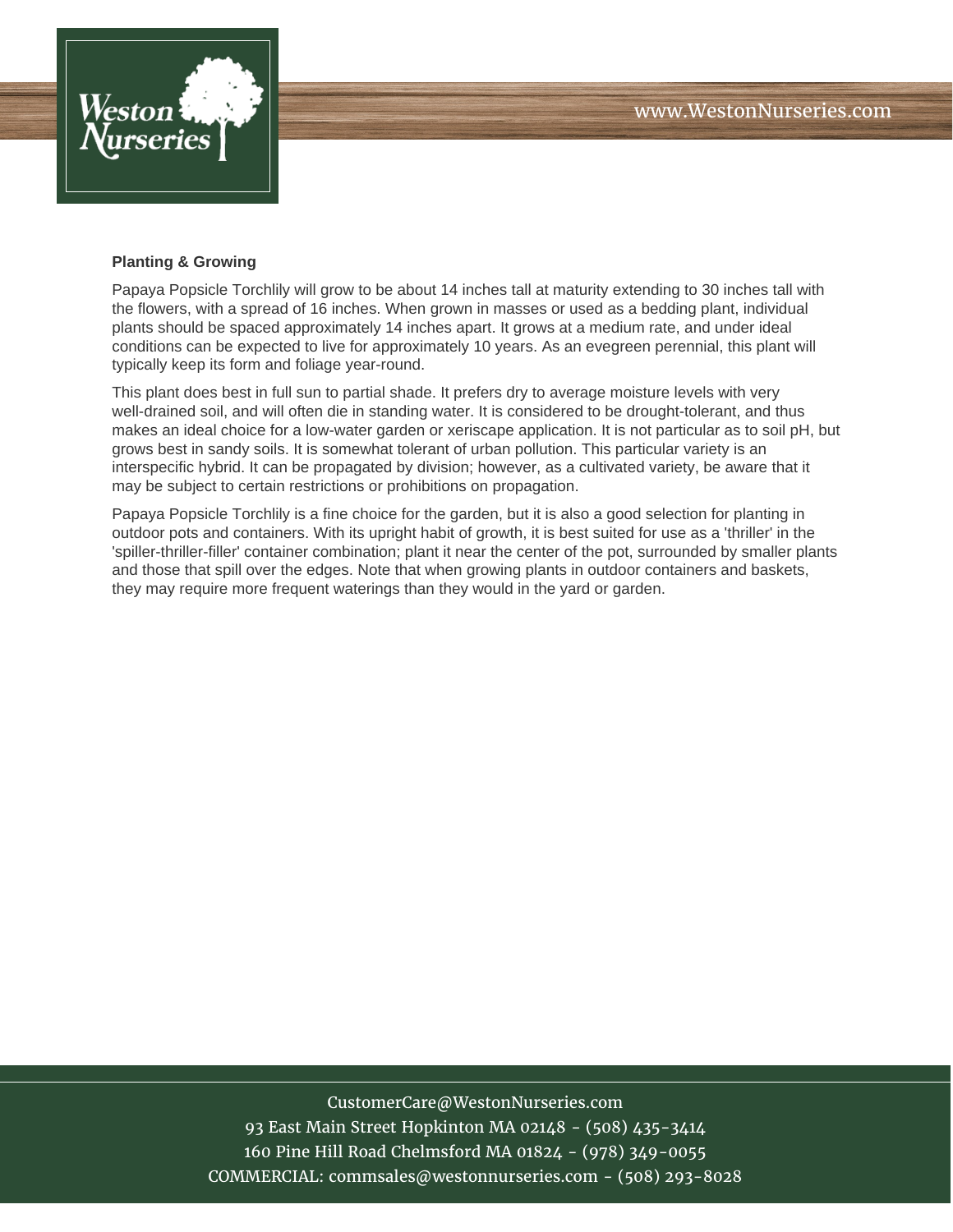## Planting & Growing

Papaya Popsicle Torchlily will grow to be about 14 inches tall at maturity extending to 30 inches tall with the flowers, with a spread of 16 inches. When grown in masses or used as a bedding plant, individual plants should be spaced approximately 14 inches apart. It grows at a medium rate, and under ideal conditions can be expected to live for approximately 10 years. As an evegreen perennial, this plant will typically keep its form and foliage year-round.

This plant does best in full sun to partial shade. It prefers dry to average moisture levels with very well-drained soil, and will often die in standing water. It is considered to be drought-tolerant, and thus makes an ideal choice for a low-water garden or xeriscape application. It is not particular as to soil pH, but grows best in sandy soils. It is somewhat tolerant of urban pollution. This particular variety is an interspecific hybrid. It can be propagated by division; however, as a cultivated variety, be aware that it may be subject to certain restrictions or prohibitions on propagation.

Papaya Popsicle Torchlily is a fine choice for the garden, but it is also a good selection for planting in outdoor pots and containers. With its upright habit of growth, it is best suited for use as a 'thriller' in the 'spiller-thriller-filler' container combination; plant it near the center of the pot, surrounded by smaller plants and those that spill over the edges. Note that when growing plants in outdoor containers and baskets, they may require more frequent waterings than they would in the yard or garden.